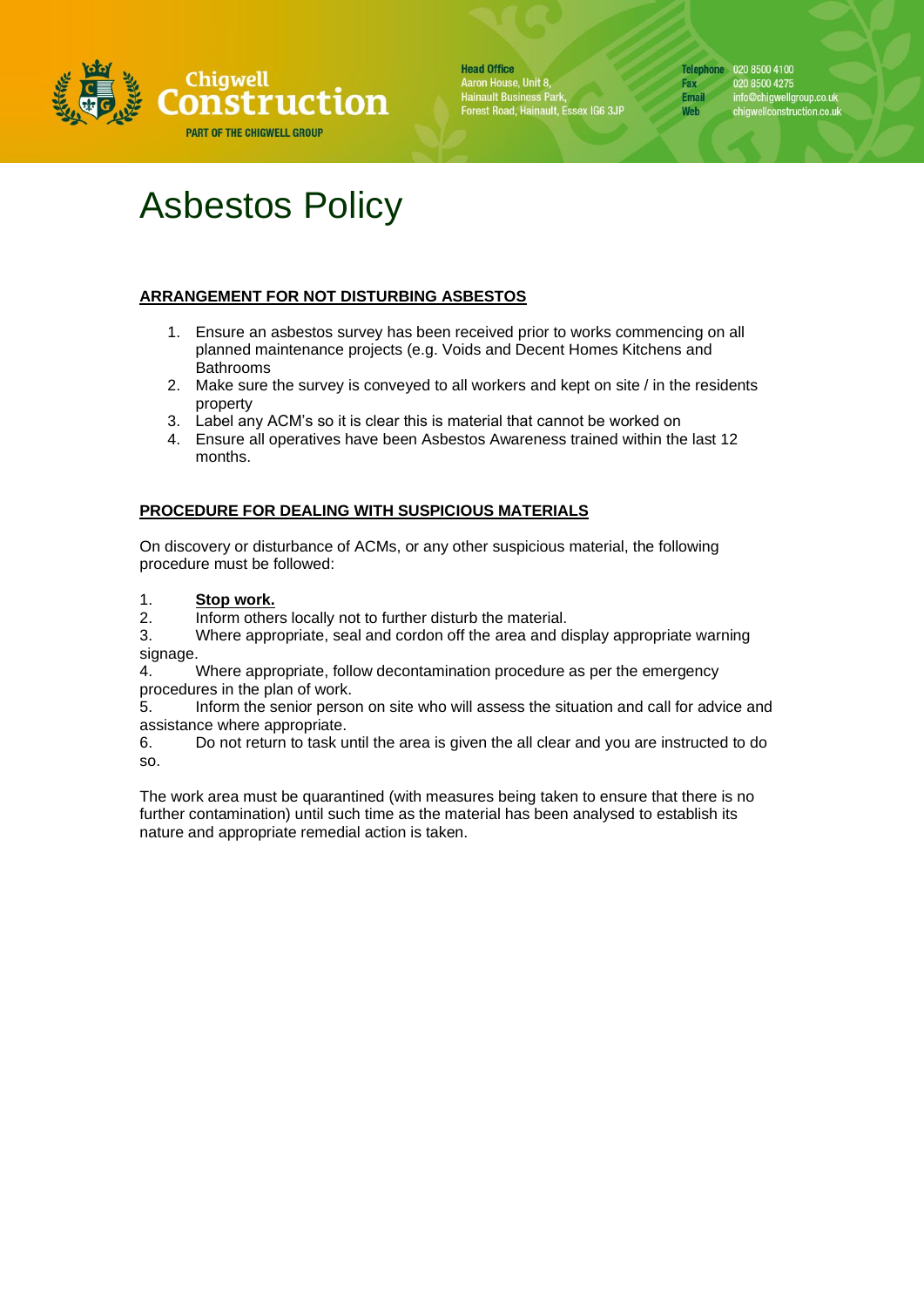# Asbestos Policy

## ARRANGEMENT FOR NOT DISTURBING ASBESTOS

1. Ensure an asbestos survey has been received prior to works commencing on all planned maintenance projects (e.g. Voids and Decent Homes Kitchens and Bathrooms
2. Make sure the survey is conveyed to all workers and kept on site / in the residents property
3. Label any ACM's so it is clear this is material that cannot be worked on
4. Ensure all operatives have been Asbestos Awareness trained within the last 12 months.

## PROCEDURE FOR DEALING WITH SUSPICIOUS MATERIALS

On discovery or disturbance of ACMs, or any other suspicious material, the following procedure must be followed:

1. **Stop work.**
2. Inform others locally not to further disturb the material.
3. Where appropriate, seal and cordon off the area and display appropriate warning signage.
4. Where appropriate, follow decontamination procedure as per the emergency procedures in the plan of work.
5. Inform the senior person on site who will assess the situation and call for advice and assistance where appropriate.
6. Do not return to task until the area is given the all clear and you are instructed to do so.

The work area must be quarantined (with measures being taken to ensure that there is no further contamination) until such time as the material has been analysed to establish its nature and appropriate remedial action is taken.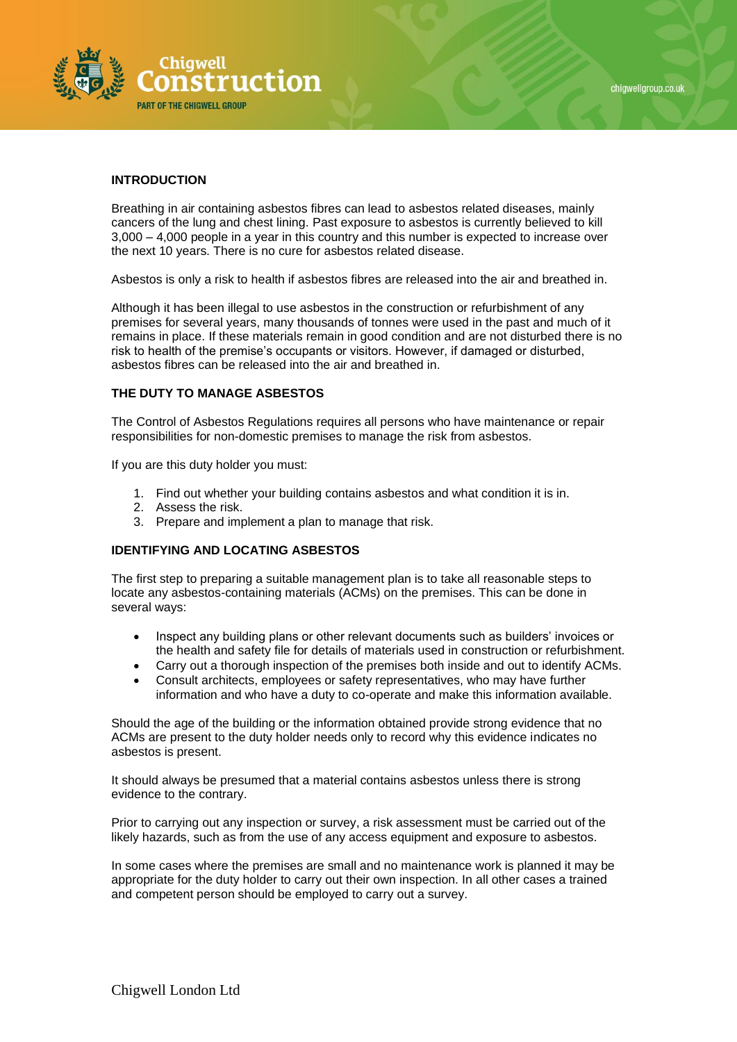## INTRODUCTION

Breathing in air containing asbestos fibres can lead to asbestos related diseases, mainly cancers of the lung and chest lining. Past exposure to asbestos is currently believed to kill 3,000 – 4,000 people in a year in this country and this number is expected to increase over the next 10 years. There is no cure for asbestos related disease.

Asbestos is only a risk to health if asbestos fibres are released into the air and breathed in.

Although it has been illegal to use asbestos in the construction or refurbishment of any premises for several years, many thousands of tonnes were used in the past and much of it remains in place. If these materials remain in good condition and are not disturbed there is no risk to health of the premise's occupants or visitors. However, if damaged or disturbed, asbestos fibres can be released into the air and breathed in.

## THE DUTY TO MANAGE ASBESTOS

The Control of Asbestos Regulations requires all persons who have maintenance or repair responsibilities for non-domestic premises to manage the risk from asbestos.

If you are this duty holder you must:

1. Find out whether your building contains asbestos and what condition it is in.
2. Assess the risk.
3. Prepare and implement a plan to manage that risk.

## IDENTIFYING AND LOCATING ASBESTOS

The first step to preparing a suitable management plan is to take all reasonable steps to locate any asbestos-containing materials (ACMs) on the premises. This can be done in several ways:

- Inspect any building plans or other relevant documents such as builders' invoices or the health and safety file for details of materials used in construction or refurbishment.
- Carry out a thorough inspection of the premises both inside and out to identify ACMs.
- Consult architects, employees or safety representatives, who may have further information and who have a duty to co-operate and make this information available.

Should the age of the building or the information obtained provide strong evidence that no ACMs are present to the duty holder needs only to record why this evidence indicates no asbestos is present.

It should always be presumed that a material contains asbestos unless there is strong evidence to the contrary.

Prior to carrying out any inspection or survey, a risk assessment must be carried out of the likely hazards, such as from the use of any access equipment and exposure to asbestos.

In some cases where the premises are small and no maintenance work is planned it may be appropriate for the duty holder to carry out their own inspection. In all other cases a trained and competent person should be employed to carry out a survey.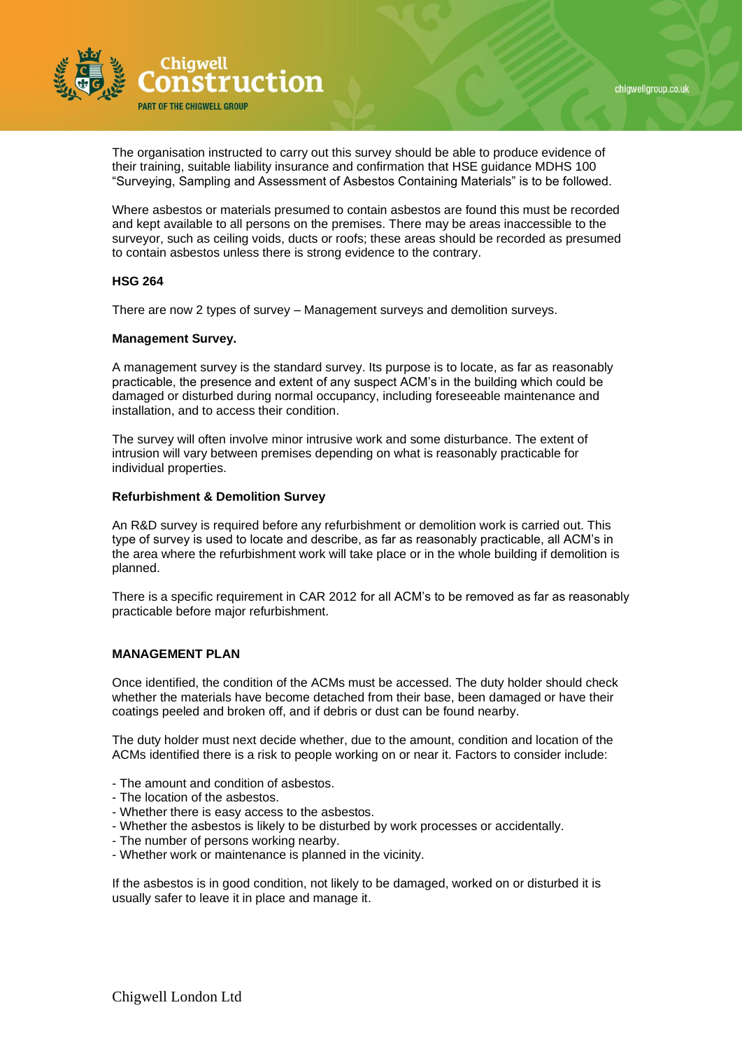The organisation instructed to carry out this survey should be able to produce evidence of their training, suitable liability insurance and confirmation that HSE guidance MDHS 100 “Surveying, Sampling and Assessment of Asbestos Containing Materials” is to be followed.

Where asbestos or materials presumed to contain asbestos are found this must be recorded and kept available to all persons on the premises. There may be areas inaccessible to the surveyor, such as ceiling voids, ducts or roofs; these areas should be recorded as presumed to contain asbestos unless there is strong evidence to the contrary.

**HSG 264**

There are now 2 types of survey – Management surveys and demolition surveys.

**Management Survey.**

A management survey is the standard survey. Its purpose is to locate, as far as reasonably practicable, the presence and extent of any suspect ACM’s in the building which could be damaged or disturbed during normal occupancy, including foreseeable maintenance and installation, and to access their condition.

The survey will often involve minor intrusive work and some disturbance. The extent of intrusion will vary between premises depending on what is reasonably practicable for individual properties.

**Refurbishment & Demolition Survey**

An R&D survey is required before any refurbishment or demolition work is carried out. This type of survey is used to locate and describe, as far as reasonably practicable, all ACM’s in the area where the refurbishment work will take place or in the whole building if demolition is planned.

There is a specific requirement in CAR 2012 for all ACM’s to be removed as far as reasonably practicable before major refurbishment.

**MANAGEMENT PLAN**

Once identified, the condition of the ACMs must be accessed. The duty holder should check whether the materials have become detached from their base, been damaged or have their coatings peeled and broken off, and if debris or dust can be found nearby.

The duty holder must next decide whether, due to the amount, condition and location of the ACMs identified there is a risk to people working on or near it. Factors to consider include:

- The amount and condition of asbestos.
- The location of the asbestos.
- Whether there is easy access to the asbestos.
- Whether the asbestos is likely to be disturbed by work processes or accidentally.
- The number of persons working nearby.
- Whether work or maintenance is planned in the vicinity.

If the asbestos is in good condition, not likely to be damaged, worked on or disturbed it is usually safer to leave it in place and manage it.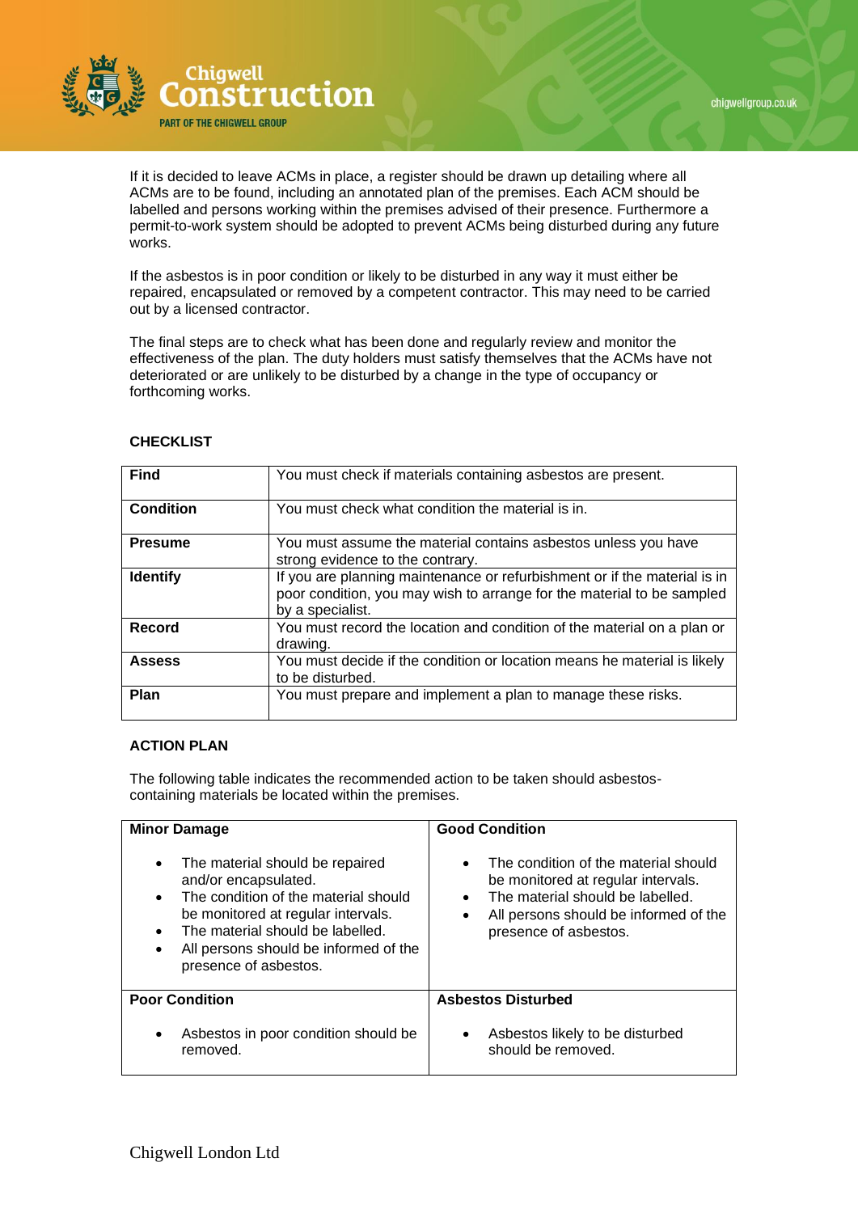If it is decided to leave ACMs in place, a register should be drawn up detailing where all ACMs are to be found, including an annotated plan of the premises. Each ACM should be labelled and persons working within the premises advised of their presence. Furthermore a permit-to-work system should be adopted to prevent ACMs being disturbed during any future works.

If the asbestos is in poor condition or likely to be disturbed in any way it must either be repaired, encapsulated or removed by a competent contractor. This may need to be carried out by a licensed contractor.

The final steps are to check what has been done and regularly review and monitor the effectiveness of the plan. The duty holders must satisfy themselves that the ACMs have not deteriorated or are unlikely to be disturbed by a change in the type of occupancy or forthcoming works.

**CHECKLIST**

| | |
|---|---|
| **Find** | You must check if materials containing asbestos are present. |
| **Condition** | You must check what condition the material is in. |
| **Presume** | You must assume the material contains asbestos unless you have strong evidence to the contrary. |
| **Identify** | If you are planning maintenance or refurbishment or if the material is in poor condition, you may wish to arrange for the material to be sampled by a specialist. |
| **Record** | You must record the location and condition of the material on a plan or drawing. |
| **Assess** | You must decide if the condition or location means he material is likely to be disturbed. |
| **Plan** | You must prepare and implement a plan to manage these risks. |

**ACTION PLAN**

The following table indicates the recommended action to be taken should asbestos-containing materials be located within the premises.

| **Minor Damage** | **Good Condition** |
|---|---|
| • The material should be repaired and/or encapsulated.<br>• The condition of the material should be monitored at regular intervals.<br>• The material should be labelled.<br>• All persons should be informed of the presence of asbestos. | • The condition of the material should be monitored at regular intervals.<br>• The material should be labelled.<br>• All persons should be informed of the presence of asbestos. |
| **Poor Condition** | **Asbestos Disturbed** |
| • Asbestos in poor condition should be removed. | • Asbestos likely to be disturbed should be removed. |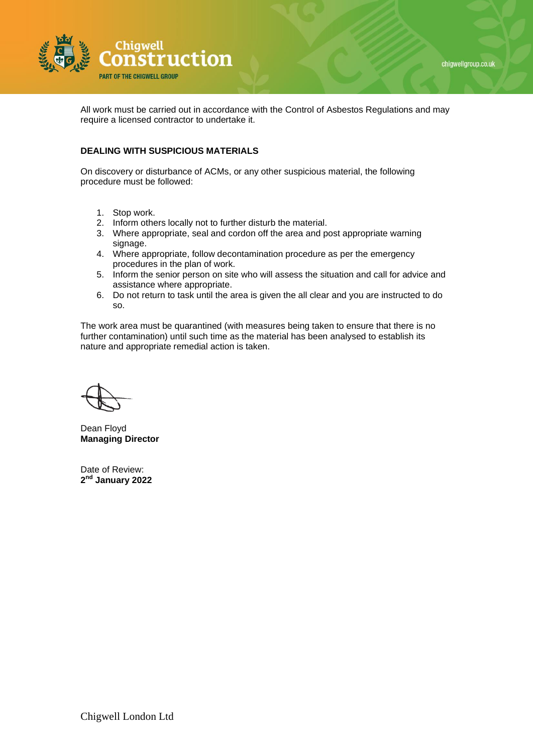All work must be carried out in accordance with the Control of Asbestos Regulations and may require a licensed contractor to undertake it.

**DEALING WITH SUSPICIOUS MATERIALS**

On discovery or disturbance of ACMs, or any other suspicious material, the following procedure must be followed:

1. Stop work.
2. Inform others locally not to further disturb the material.
3. Where appropriate, seal and cordon off the area and post appropriate warning signage.
4. Where appropriate, follow decontamination procedure as per the emergency procedures in the plan of work.
5. Inform the senior person on site who will assess the situation and call for advice and assistance where appropriate.
6. Do not return to task until the area is given the all clear and you are instructed to do so.

The work area must be quarantined (with measures being taken to ensure that there is no further contamination) until such time as the material has been analysed to establish its nature and appropriate remedial action is taken.

Dean Floyd
**Managing Director**

Date of Review:
**2nd January 2022**